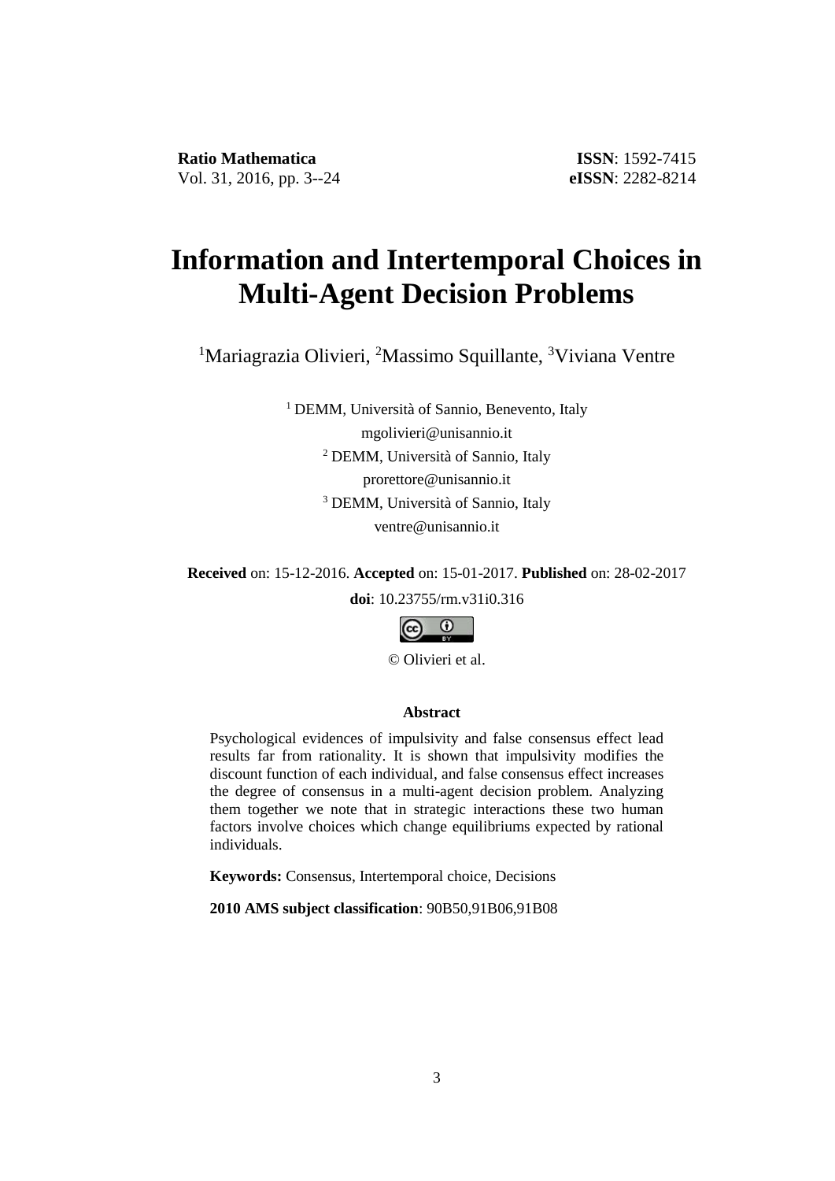**Ratio Mathematica** Vol. 31, 2016, pp. 3--24

**ISSN**: 1592-7415
**eISSN**: 2282-8214

# Information and Intertemporal Choices in Multi-Agent Decision Problems

[1]Mariagrazia Olivieri, [2]Massimo Squillante, [3]Viviana Ventre

[1] DEMM, Università of Sannio, Benevento, Italy
mgolivieri@unisannio.it
[2] DEMM, Università of Sannio, Italy
prorettore@unisannio.it
[3] DEMM, Università of Sannio, Italy
ventre@unisannio.it

**Received** on: 15-12-2016. **Accepted** on: 15-01-2017. **Published** on: 28-02-2017

**doi**: 10.23755/rm.v31i0.316

© Olivieri et al.

**Abstract**

Psychological evidences of impulsivity and false consensus effect lead results far from rationality. It is shown that impulsivity modifies the discount function of each individual, and false consensus effect increases the degree of consensus in a multi-agent decision problem. Analyzing them together we note that in strategic interactions these two human factors involve choices which change equilibriums expected by rational individuals.

**Keywords:** Consensus, Intertemporal choice, Decisions

**2010 AMS subject classification**: 90B50,91B06,91B08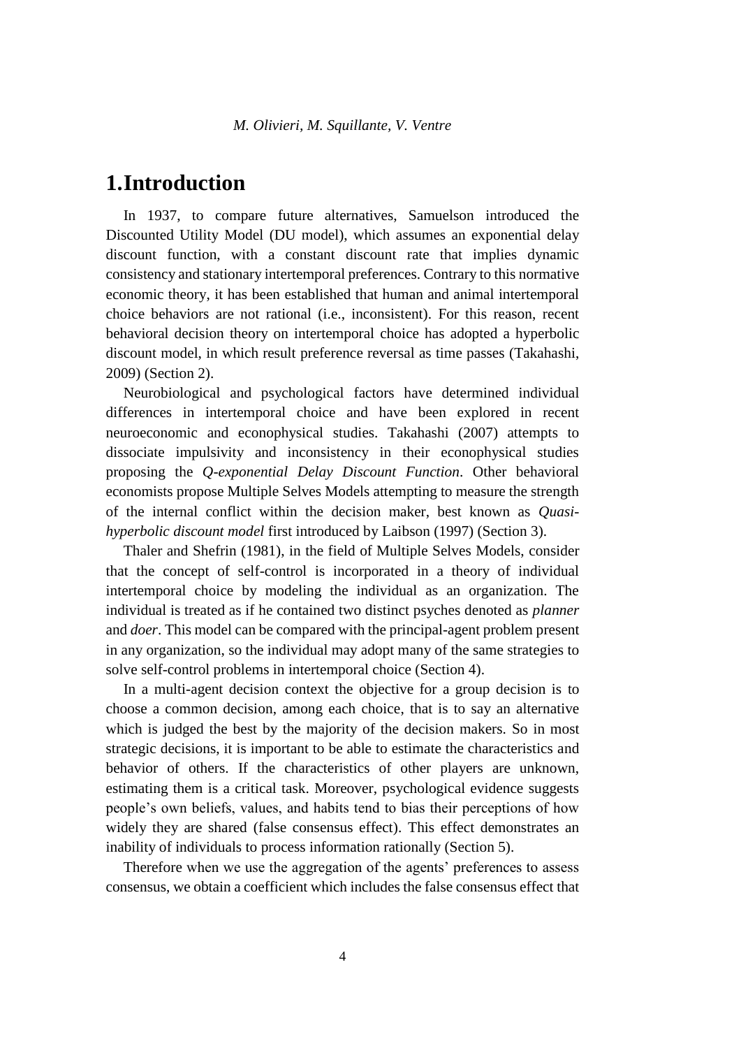# 1. Introduction

In 1937, to compare future alternatives, Samuelson introduced the Discounted Utility Model (DU model), which assumes an exponential delay discount function, with a constant discount rate that implies dynamic consistency and stationary intertemporal preferences. Contrary to this normative economic theory, it has been established that human and animal intertemporal choice behaviors are not rational (i.e., inconsistent). For this reason, recent behavioral decision theory on intertemporal choice has adopted a hyperbolic discount model, in which result preference reversal as time passes (Takahashi, 2009) (Section 2).

Neurobiological and psychological factors have determined individual differences in intertemporal choice and have been explored in recent neuroeconomic and econophysical studies. Takahashi (2007) attempts to dissociate impulsivity and inconsistency in their econophysical studies proposing the *Q-exponential Delay Discount Function*. Other behavioral economists propose Multiple Selves Models attempting to measure the strength of the internal conflict within the decision maker, best known as *Quasi-hyperbolic discount model* first introduced by Laibson (1997) (Section 3).

Thaler and Shefrin (1981), in the field of Multiple Selves Models, consider that the concept of self-control is incorporated in a theory of individual intertemporal choice by modeling the individual as an organization. The individual is treated as if he contained two distinct psyches denoted as *planner* and *doer*. This model can be compared with the principal-agent problem present in any organization, so the individual may adopt many of the same strategies to solve self-control problems in intertemporal choice (Section 4).

In a multi-agent decision context the objective for a group decision is to choose a common decision, among each choice, that is to say an alternative which is judged the best by the majority of the decision makers. So in most strategic decisions, it is important to be able to estimate the characteristics and behavior of others. If the characteristics of other players are unknown, estimating them is a critical task. Moreover, psychological evidence suggests people's own beliefs, values, and habits tend to bias their perceptions of how widely they are shared (false consensus effect). This effect demonstrates an inability of individuals to process information rationally (Section 5).

Therefore when we use the aggregation of the agents' preferences to assess consensus, we obtain a coefficient which includes the false consensus effect that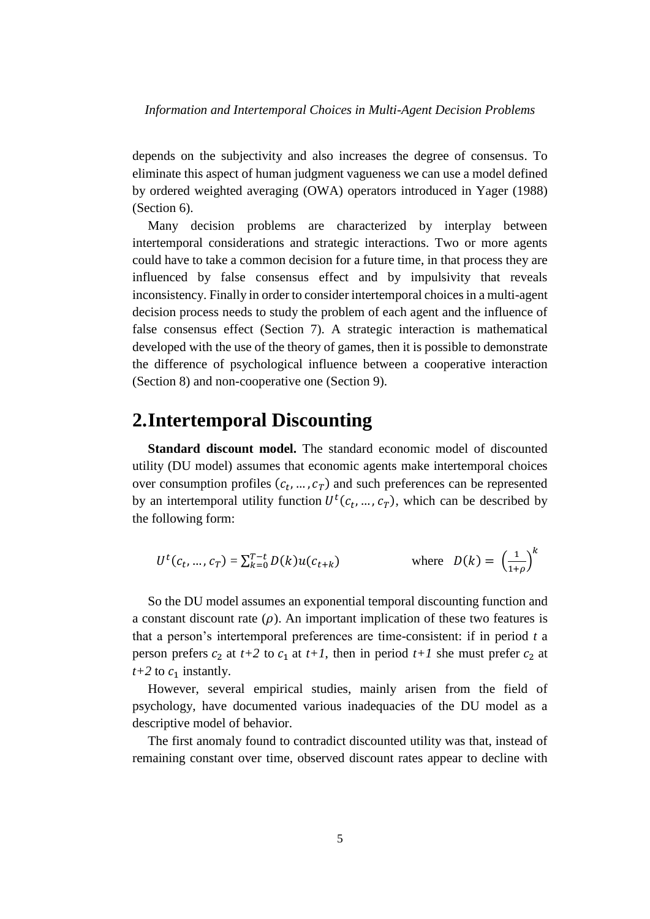depends on the subjectivity and also increases the degree of consensus. To eliminate this aspect of human judgment vagueness we can use a model defined by ordered weighted averaging (OWA) operators introduced in Yager (1988) (Section 6).

Many decision problems are characterized by interplay between intertemporal considerations and strategic interactions. Two or more agents could have to take a common decision for a future time, in that process they are influenced by false consensus effect and by impulsivity that reveals inconsistency. Finally in order to consider intertemporal choices in a multi-agent decision process needs to study the problem of each agent and the influence of false consensus effect (Section 7). A strategic interaction is mathematical developed with the use of the theory of games, then it is possible to demonstrate the difference of psychological influence between a cooperative interaction (Section 8) and non-cooperative one (Section 9).

# 2. Intertemporal Discounting

**Standard discount model.** The standard economic model of discounted utility (DU model) assumes that economic agents make intertemporal choices over consumption profiles $(c_t, \dots, c_T)$ and such preferences can be represented by an intertemporal utility function $U^t(c_t, \dots, c_T)$, which can be described by the following form:

$$U^t(c_t, \dots, c_T) = \sum_{k=0}^{T-t} D(k) u(c_{t+k}) \qquad \text{where} \quad D(k) = \left(\frac{1}{1+\rho}\right)^k$$

So the DU model assumes an exponential temporal discounting function and a constant discount rate ($\rho$). An important implication of these two features is that a person's intertemporal preferences are time-consistent: if in period *t* a person prefers $c_2$ at *t+2* to $c_1$ at *t+1*, then in period *t+1* she must prefer $c_2$ at *t+2* to $c_1$ instantly.

However, several empirical studies, mainly arisen from the field of psychology, have documented various inadequacies of the DU model as a descriptive model of behavior.

The first anomaly found to contradict discounted utility was that, instead of remaining constant over time, observed discount rates appear to decline with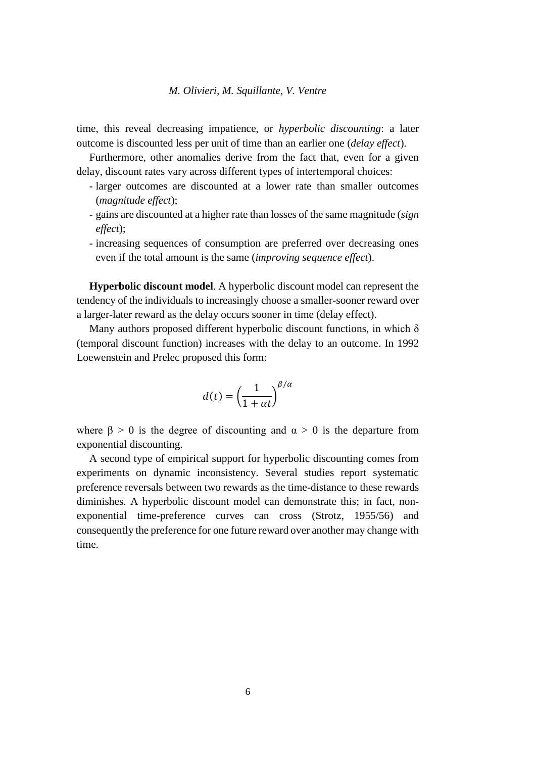time, this reveal decreasing impatience, or *hyperbolic discounting*: a later outcome is discounted less per unit of time than an earlier one (*delay effect*).

Furthermore, other anomalies derive from the fact that, even for a given delay, discount rates vary across different types of intertemporal choices:

- larger outcomes are discounted at a lower rate than smaller outcomes (*magnitude effect*);
- gains are discounted at a higher rate than losses of the same magnitude (*sign effect*);
- increasing sequences of consumption are preferred over decreasing ones even if the total amount is the same (*improving sequence effect*).

**Hyperbolic discount model**. A hyperbolic discount model can represent the tendency of the individuals to increasingly choose a smaller-sooner reward over a larger-later reward as the delay occurs sooner in time (delay effect).

Many authors proposed different hyperbolic discount functions, in which $\delta$ (temporal discount function) increases with the delay to an outcome. In 1992 Loewenstein and Prelec proposed this form:

$$d(t) = \left(\frac{1}{1+\alpha t}\right)^{\beta/\alpha}$$

where $\beta > 0$ is the degree of discounting and $\alpha > 0$ is the departure from exponential discounting.

A second type of empirical support for hyperbolic discounting comes from experiments on dynamic inconsistency. Several studies report systematic preference reversals between two rewards as the time-distance to these rewards diminishes. A hyperbolic discount model can demonstrate this; in fact, non-exponential time-preference curves can cross (Strotz, 1955/56) and consequently the preference for one future reward over another may change with time.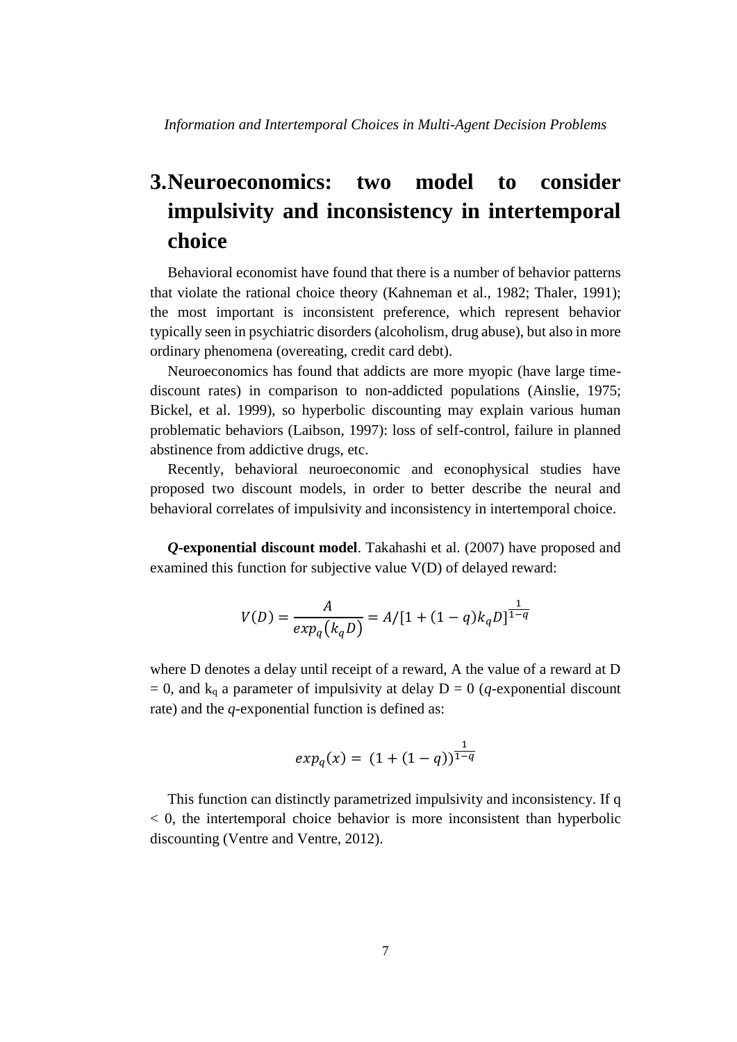# 3. Neuroeconomics: two model to consider impulsivity and inconsistency in intertemporal choice

Behavioral economist have found that there is a number of behavior patterns that violate the rational choice theory (Kahneman et al., 1982; Thaler, 1991); the most important is inconsistent preference, which represent behavior typically seen in psychiatric disorders (alcoholism, drug abuse), but also in more ordinary phenomena (overeating, credit card debt).

Neuroeconomics has found that addicts are more myopic (have large time-discount rates) in comparison to non-addicted populations (Ainslie, 1975; Bickel, et al. 1999), so hyperbolic discounting may explain various human problematic behaviors (Laibson, 1997): loss of self-control, failure in planned abstinence from addictive drugs, etc.

Recently, behavioral neuroeconomic and econophysical studies have proposed two discount models, in order to better describe the neural and behavioral correlates of impulsivity and inconsistency in intertemporal choice.

***Q*-exponential discount model**. Takahashi et al. (2007) have proposed and examined this function for subjective value V(D) of delayed reward:

$$V(D) = \frac{A}{exp_q\left(k_q D\right)} = A/[1 + (1-q)k_q D]^{\frac{1}{1-q}}$$

where D denotes a delay until receipt of a reward, A the value of a reward at D = 0, and $k_q$ a parameter of impulsivity at delay D = 0 (*q*-exponential discount rate) and the *q*-exponential function is defined as:

$$exp_q(x) = \ (1 + (1-q))^{\frac{1}{1-q}}$$

This function can distinctly parametrized impulsivity and inconsistency. If q < 0, the intertemporal choice behavior is more inconsistent than hyperbolic discounting (Ventre and Ventre, 2012).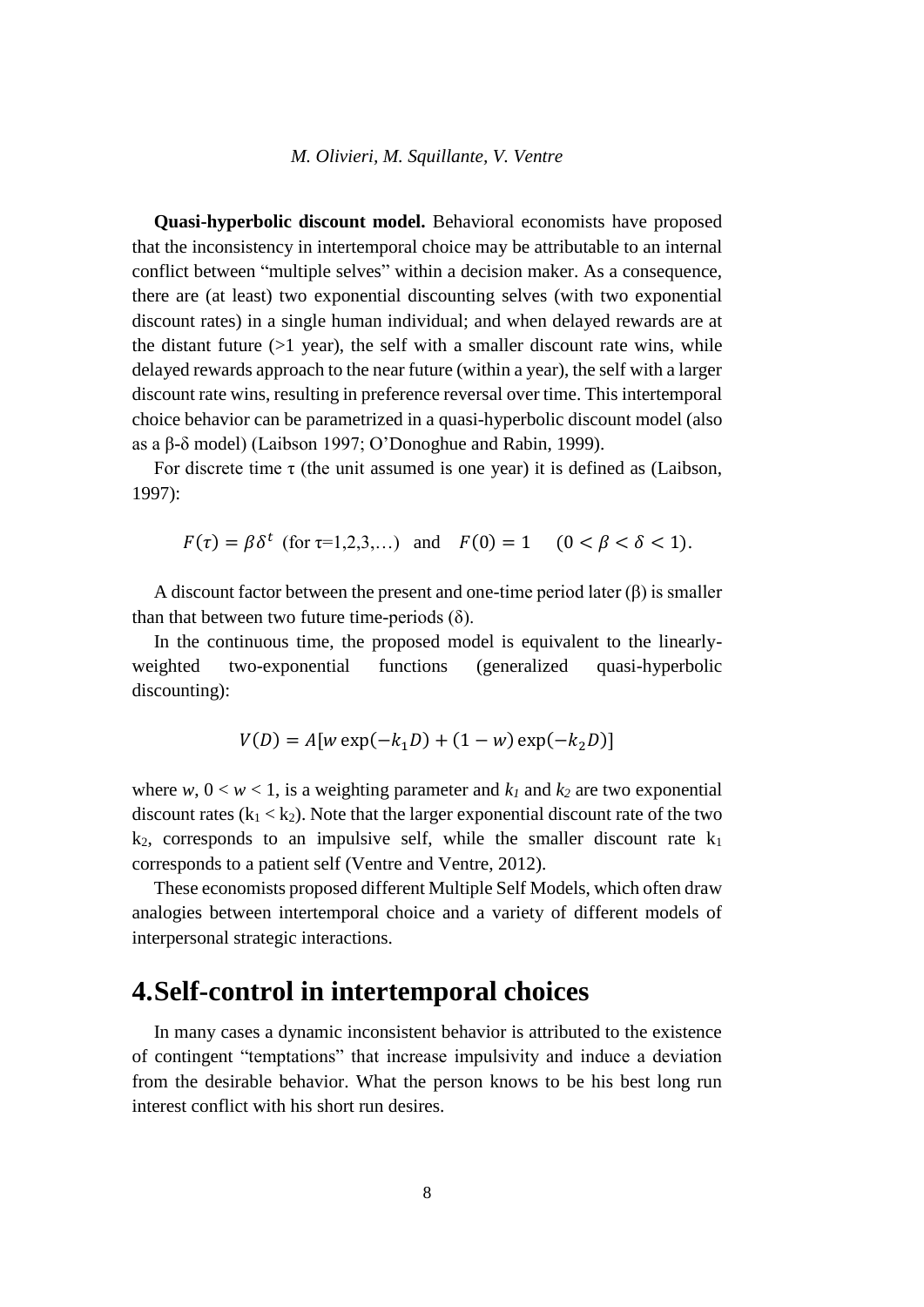**Quasi-hyperbolic discount model.** Behavioral economists have proposed that the inconsistency in intertemporal choice may be attributable to an internal conflict between "multiple selves" within a decision maker. As a consequence, there are (at least) two exponential discounting selves (with two exponential discount rates) in a single human individual; and when delayed rewards are at the distant future (>1 year), the self with a smaller discount rate wins, while delayed rewards approach to the near future (within a year), the self with a larger discount rate wins, resulting in preference reversal over time. This intertemporal choice behavior can be parametrized in a quasi-hyperbolic discount model (also as a β-δ model) (Laibson 1997; O'Donoghue and Rabin, 1999).

For discrete time τ (the unit assumed is one year) it is defined as (Laibson, 1997):

$$F(\tau) = \beta\delta^t \text{ (for } \tau\text{=1,2,3,...)} \quad \text{and} \quad F(0) = 1 \quad (0 < \beta < \delta < 1).$$

A discount factor between the present and one-time period later (β) is smaller than that between two future time-periods (δ).

In the continuous time, the proposed model is equivalent to the linearly-weighted two-exponential functions (generalized quasi-hyperbolic discounting):

$$V(D) = A[w \exp(-k_1 D) + (1 - w) \exp(-k_2 D)]$$

where $w$, $0 < w < 1$, is a weighting parameter and $k_1$ and $k_2$ are two exponential discount rates ($k_1 < k_2$). Note that the larger exponential discount rate of the two $k_2$, corresponds to an impulsive self, while the smaller discount rate $k_1$ corresponds to a patient self (Ventre and Ventre, 2012).

These economists proposed different Multiple Self Models, which often draw analogies between intertemporal choice and a variety of different models of interpersonal strategic interactions.

# 4. Self-control in intertemporal choices

In many cases a dynamic inconsistent behavior is attributed to the existence of contingent "temptations" that increase impulsivity and induce a deviation from the desirable behavior. What the person knows to be his best long run interest conflict with his short run desires.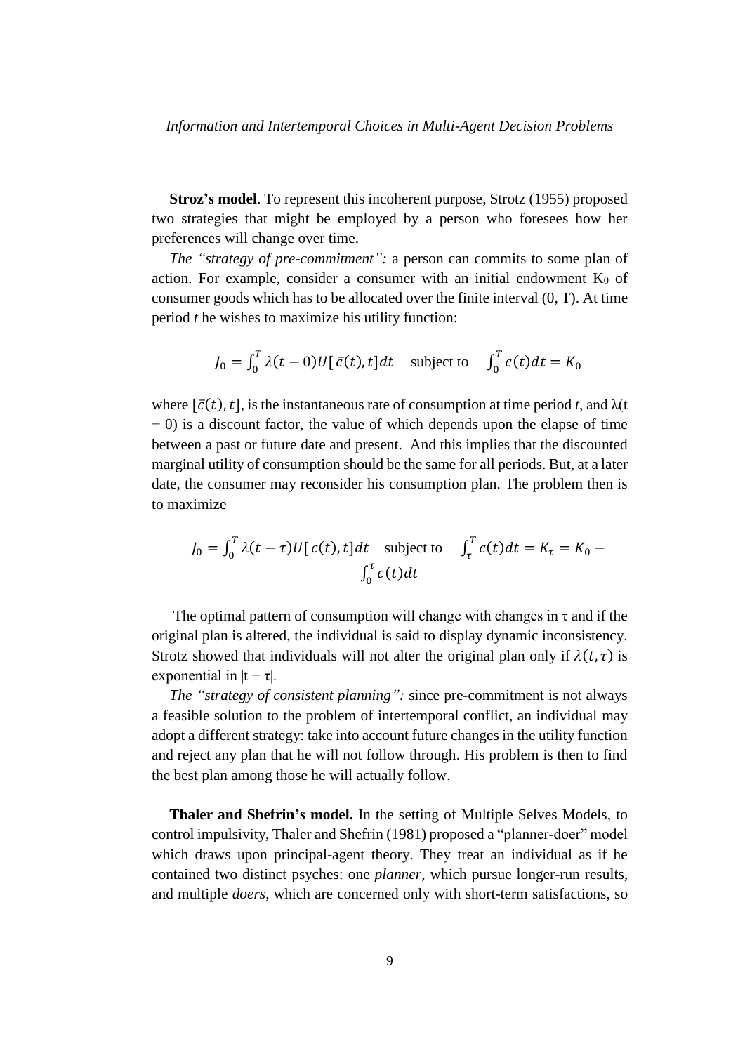**Stroz's model**. To represent this incoherent purpose, Strotz (1955) proposed two strategies that might be employed by a person who foresees how her preferences will change over time.

*The "strategy of pre-commitment":* a person can commits to some plan of action. For example, consider a consumer with an initial endowment $K_0$ of consumer goods which has to be allocated over the finite interval (0, T). At time period *t* he wishes to maximize his utility function:

$$J_0 = \int_0^T \lambda(t-0)U[\bar{c}(t), t]dt \quad \text{subject to} \quad \int_0^T c(t)dt = K_0$$

where $[\bar{c}(t), t]$, is the instantaneous rate of consumption at time period *t*, and $\lambda(t - 0)$ is a discount factor, the value of which depends upon the elapse of time between a past or future date and present. And this implies that the discounted marginal utility of consumption should be the same for all periods. But, at a later date, the consumer may reconsider his consumption plan. The problem then is to maximize

$$J_0 = \int_0^T \lambda(t-\tau)U[c(t), t]dt \quad \text{subject to} \quad \int_\tau^T c(t)dt = K_\tau = K_0 - \int_0^\tau c(t)dt$$

The optimal pattern of consumption will change with changes in $\tau$ and if the original plan is altered, the individual is said to display dynamic inconsistency. Strotz showed that individuals will not alter the original plan only if $\lambda(t, \tau)$ is exponential in $|t - \tau|$.

*The "strategy of consistent planning":* since pre-commitment is not always a feasible solution to the problem of intertemporal conflict, an individual may adopt a different strategy: take into account future changes in the utility function and reject any plan that he will not follow through. His problem is then to find the best plan among those he will actually follow.

**Thaler and Shefrin's model.** In the setting of Multiple Selves Models, to control impulsivity, Thaler and Shefrin (1981) proposed a "planner-doer" model which draws upon principal-agent theory. They treat an individual as if he contained two distinct psyches: one *planner*, which pursue longer-run results, and multiple *doers*, which are concerned only with short-term satisfactions, so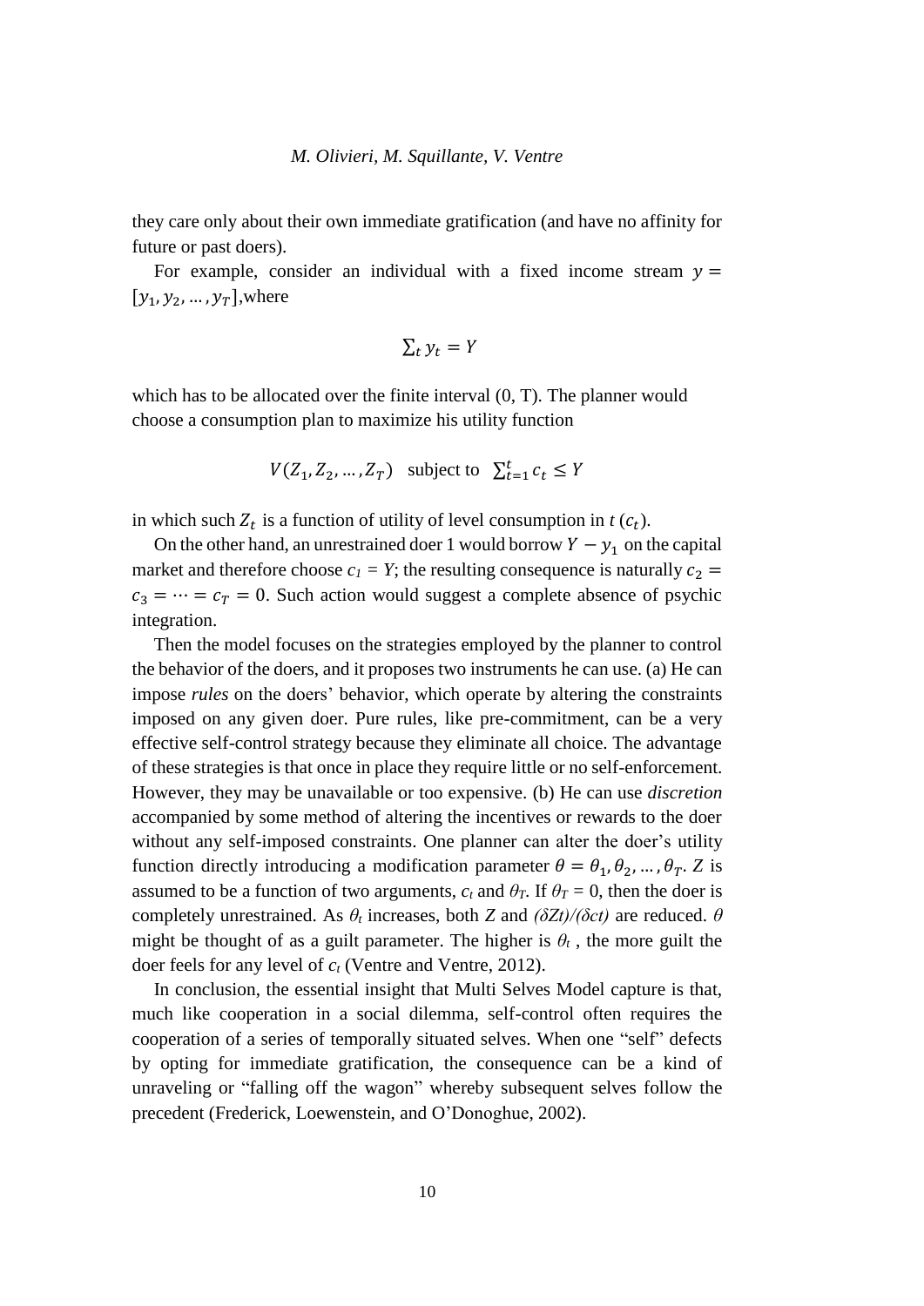they care only about their own immediate gratification (and have no affinity for future or past doers).

For example, consider an individual with a fixed income stream $y = [y_1, y_2, \dots, y_T]$,where

$$\sum_t y_t = Y$$

which has to be allocated over the finite interval (0, T). The planner would choose a consumption plan to maximize his utility function

$$V(Z_1, Z_2, \dots, Z_T) \quad \text{subject to} \quad \sum_{t=1}^{t} c_t \leq Y$$

in which such $Z_t$ is a function of utility of level consumption in $t$ ($c_t$).

On the other hand, an unrestrained doer 1 would borrow $Y - y_1$ on the capital market and therefore choose $c_1 = Y$; the resulting consequence is naturally $c_2 = c_3 = \cdots = c_T = 0$. Such action would suggest a complete absence of psychic integration.

Then the model focuses on the strategies employed by the planner to control the behavior of the doers, and it proposes two instruments he can use. (a) He can impose *rules* on the doers' behavior, which operate by altering the constraints imposed on any given doer. Pure rules, like pre-commitment, can be a very effective self-control strategy because they eliminate all choice. The advantage of these strategies is that once in place they require little or no self-enforcement. However, they may be unavailable or too expensive. (b) He can use *discretion* accompanied by some method of altering the incentives or rewards to the doer without any self-imposed constraints. One planner can alter the doer's utility function directly introducing a modification parameter $\theta = \theta_1, \theta_2, \dots, \theta_T$. $Z$ is assumed to be a function of two arguments, $c_t$ and $\theta_T$. If $\theta_T = 0$, then the doer is completely unrestrained. As $\theta_t$ increases, both $Z$ and $(\delta Zt)/(\delta ct)$ are reduced. $\theta$ might be thought of as a guilt parameter. The higher is $\theta_t$ , the more guilt the doer feels for any level of $c_t$ (Ventre and Ventre, 2012).

In conclusion, the essential insight that Multi Selves Model capture is that, much like cooperation in a social dilemma, self-control often requires the cooperation of a series of temporally situated selves. When one "self" defects by opting for immediate gratification, the consequence can be a kind of unraveling or "falling off the wagon" whereby subsequent selves follow the precedent (Frederick, Loewenstein, and O'Donoghue, 2002).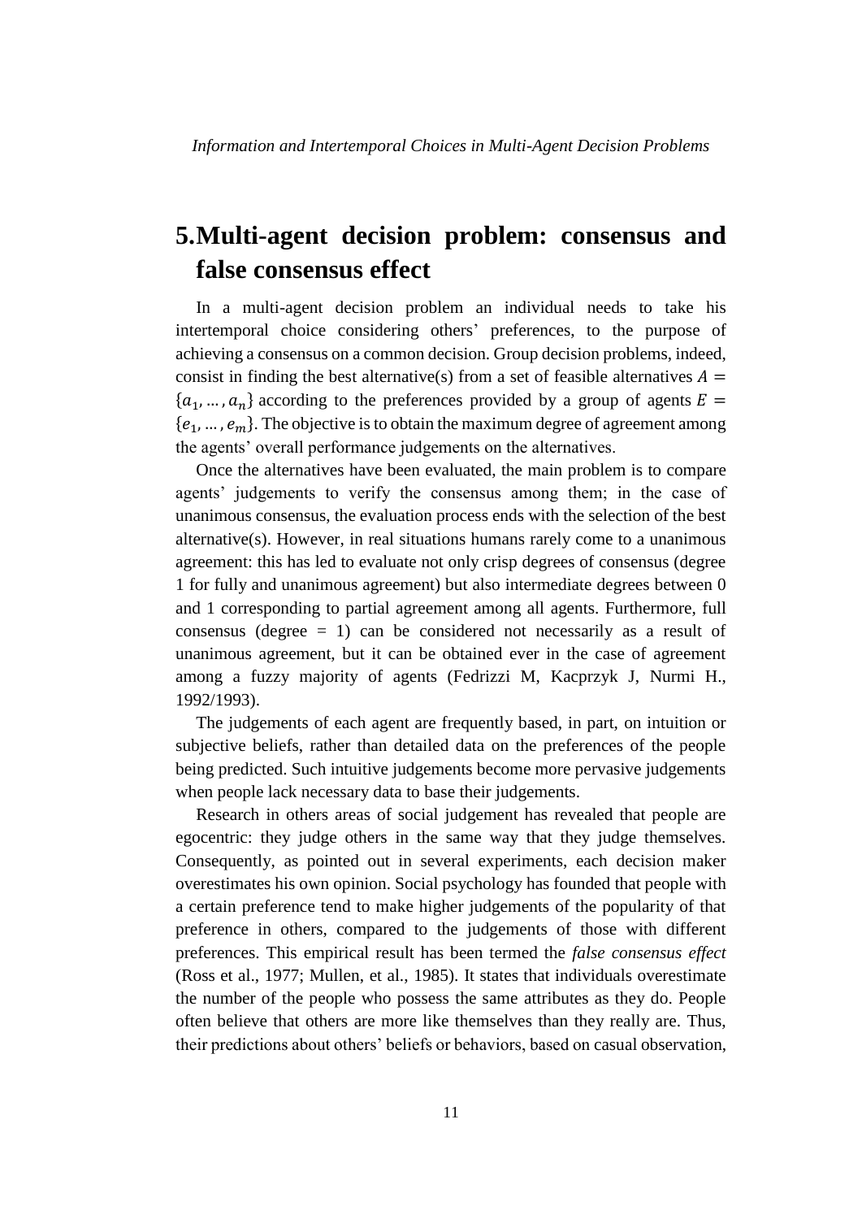# 5. Multi-agent decision problem: consensus and false consensus effect

In a multi-agent decision problem an individual needs to take his intertemporal choice considering others' preferences, to the purpose of achieving a consensus on a common decision. Group decision problems, indeed, consist in finding the best alternative(s) from a set of feasible alternatives $A = \{a_1, \dots, a_n\}$ according to the preferences provided by a group of agents $E = \{e_1, \dots, e_m\}$. The objective is to obtain the maximum degree of agreement among the agents' overall performance judgements on the alternatives.

Once the alternatives have been evaluated, the main problem is to compare agents' judgements to verify the consensus among them; in the case of unanimous consensus, the evaluation process ends with the selection of the best alternative(s). However, in real situations humans rarely come to a unanimous agreement: this has led to evaluate not only crisp degrees of consensus (degree 1 for fully and unanimous agreement) but also intermediate degrees between 0 and 1 corresponding to partial agreement among all agents. Furthermore, full consensus (degree = 1) can be considered not necessarily as a result of unanimous agreement, but it can be obtained ever in the case of agreement among a fuzzy majority of agents (Fedrizzi M, Kacprzyk J, Nurmi H., 1992/1993).

The judgements of each agent are frequently based, in part, on intuition or subjective beliefs, rather than detailed data on the preferences of the people being predicted. Such intuitive judgements become more pervasive judgements when people lack necessary data to base their judgements.

Research in others areas of social judgement has revealed that people are egocentric: they judge others in the same way that they judge themselves. Consequently, as pointed out in several experiments, each decision maker overestimates his own opinion. Social psychology has founded that people with a certain preference tend to make higher judgements of the popularity of that preference in others, compared to the judgements of those with different preferences. This empirical result has been termed the *false consensus effect* (Ross et al., 1977; Mullen, et al., 1985). It states that individuals overestimate the number of the people who possess the same attributes as they do. People often believe that others are more like themselves than they really are. Thus, their predictions about others' beliefs or behaviors, based on casual observation,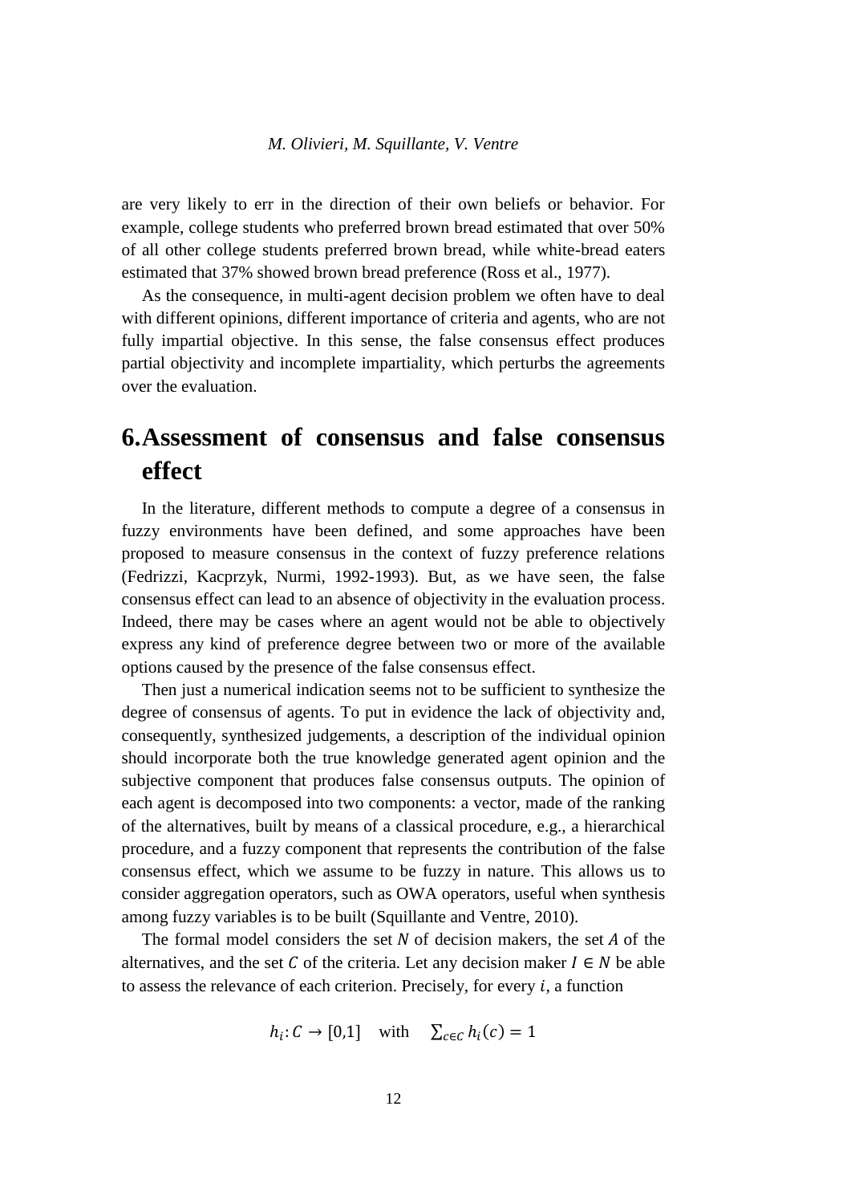are very likely to err in the direction of their own beliefs or behavior. For example, college students who preferred brown bread estimated that over 50% of all other college students preferred brown bread, while white-bread eaters estimated that 37% showed brown bread preference (Ross et al., 1977).

As the consequence, in multi-agent decision problem we often have to deal with different opinions, different importance of criteria and agents, who are not fully impartial objective. In this sense, the false consensus effect produces partial objectivity and incomplete impartiality, which perturbs the agreements over the evaluation.

# 6. Assessment of consensus and false consensus effect

In the literature, different methods to compute a degree of a consensus in fuzzy environments have been defined, and some approaches have been proposed to measure consensus in the context of fuzzy preference relations (Fedrizzi, Kacprzyk, Nurmi, 1992-1993). But, as we have seen, the false consensus effect can lead to an absence of objectivity in the evaluation process. Indeed, there may be cases where an agent would not be able to objectively express any kind of preference degree between two or more of the available options caused by the presence of the false consensus effect.

Then just a numerical indication seems not to be sufficient to synthesize the degree of consensus of agents. To put in evidence the lack of objectivity and, consequently, synthesized judgements, a description of the individual opinion should incorporate both the true knowledge generated agent opinion and the subjective component that produces false consensus outputs. The opinion of each agent is decomposed into two components: a vector, made of the ranking of the alternatives, built by means of a classical procedure, e.g., a hierarchical procedure, and a fuzzy component that represents the contribution of the false consensus effect, which we assume to be fuzzy in nature. This allows us to consider aggregation operators, such as OWA operators, useful when synthesis among fuzzy variables is to be built (Squillante and Ventre, 2010).

The formal model considers the set $N$ of decision makers, the set $A$ of the alternatives, and the set $C$ of the criteria. Let any decision maker $I \in N$ be able to assess the relevance of each criterion. Precisely, for every $i$, a function

$$h_i: C \to [0,1] \quad \text{with} \quad \sum_{c \in C} h_i(c) = 1$$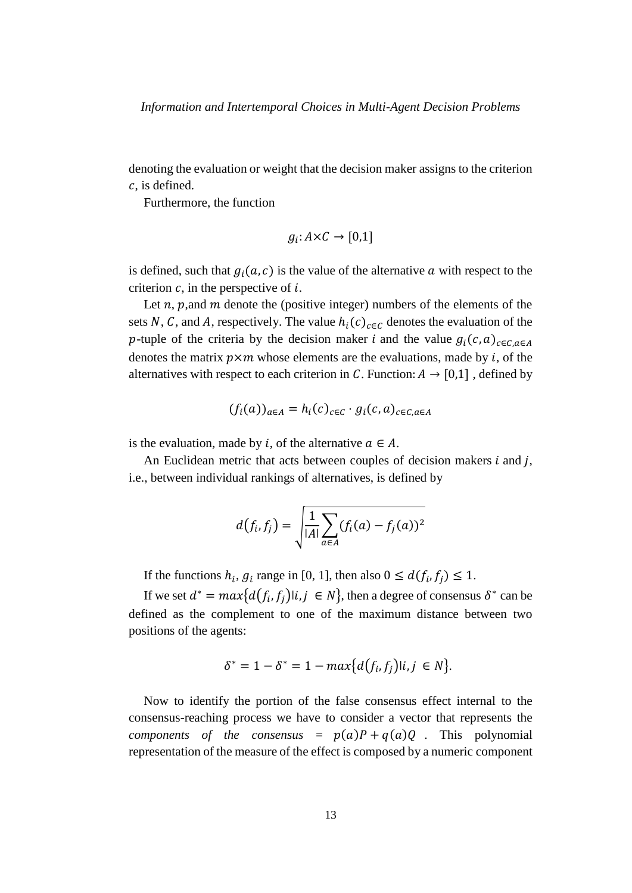denoting the evaluation or weight that the decision maker assigns to the criterion $c$, is defined.

Furthermore, the function

$$g_i: A \times C \to [0,1]$$

is defined, such that $g_i(a, c)$ is the value of the alternative $a$ with respect to the criterion $c$, in the perspective of $i$.

Let $n$, $p$,and $m$ denote the (positive integer) numbers of the elements of the sets $N$, $C$, and $A$, respectively. The value $h_i(c)_{c \in C}$ denotes the evaluation of the $p$-tuple of the criteria by the decision maker $i$ and the value $g_i(c, a)_{c \in C, a \in A}$ denotes the matrix $p \times m$ whose elements are the evaluations, made by $i$, of the alternatives with respect to each criterion in $C$. Function: $A \to [0,1]$ , defined by

$$(f_i(a))_{a \in A} = h_i(c)_{c \in C} \cdot g_i(c, a)_{c \in C, a \in A}$$

is the evaluation, made by $i$, of the alternative $a \in A$.

An Euclidean metric that acts between couples of decision makers $i$ and $j$, i.e., between individual rankings of alternatives, is defined by

$$d(f_i, f_j) = \sqrt{\frac{1}{|A|} \sum_{a \in A} (f_i(a) - f_j(a))^2}$$

If the functions $h_i$, $g_i$ range in [0, 1], then also $0 \le d(f_i, f_j) \le 1$.

If we set $d^* = max\{d(f_i, f_j) | i, j \in N\}$, then a degree of consensus $\delta^*$ can be defined as the complement to one of the maximum distance between two positions of the agents:

$$\delta^* = 1 - \delta^* = 1 - max\{d(f_i, f_j) | i, j \in N\}.$$

Now to identify the portion of the false consensus effect internal to the consensus-reaching process we have to consider a vector that represents the *components of the consensus* = $p(a)P + q(a)Q$ . This polynomial representation of the measure of the effect is composed by a numeric component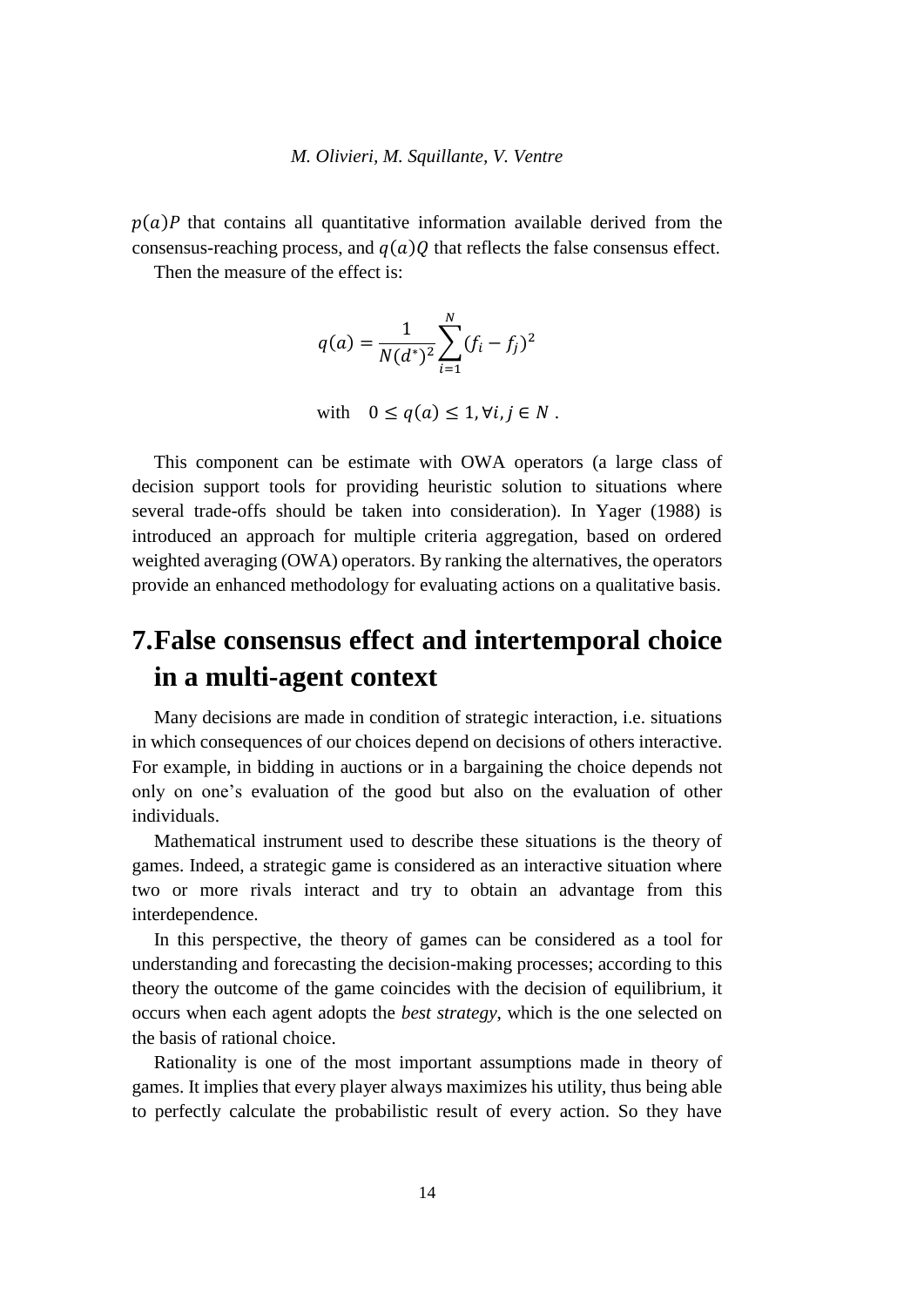$p(a)P$ that contains all quantitative information available derived from the consensus-reaching process, and $q(a)Q$ that reflects the false consensus effect.

Then the measure of the effect is:

$$q(a) = \frac{1}{N(d^*)^2}\sum_{i=1}^{N}(f_i - f_j)^2$$

$$\text{with} \quad 0 \leq q(a) \leq 1, \forall i, j \in N \, .$$

This component can be estimate with OWA operators (a large class of decision support tools for providing heuristic solution to situations where several trade-offs should be taken into consideration). In Yager (1988) is introduced an approach for multiple criteria aggregation, based on ordered weighted averaging (OWA) operators. By ranking the alternatives, the operators provide an enhanced methodology for evaluating actions on a qualitative basis.

# 7. False consensus effect and intertemporal choice in a multi-agent context

Many decisions are made in condition of strategic interaction, i.e. situations in which consequences of our choices depend on decisions of others interactive. For example, in bidding in auctions or in a bargaining the choice depends not only on one's evaluation of the good but also on the evaluation of other individuals.

Mathematical instrument used to describe these situations is the theory of games. Indeed, a strategic game is considered as an interactive situation where two or more rivals interact and try to obtain an advantage from this interdependence.

In this perspective, the theory of games can be considered as a tool for understanding and forecasting the decision-making processes; according to this theory the outcome of the game coincides with the decision of equilibrium, it occurs when each agent adopts the *best strategy*, which is the one selected on the basis of rational choice.

Rationality is one of the most important assumptions made in theory of games. It implies that every player always maximizes his utility, thus being able to perfectly calculate the probabilistic result of every action. So they have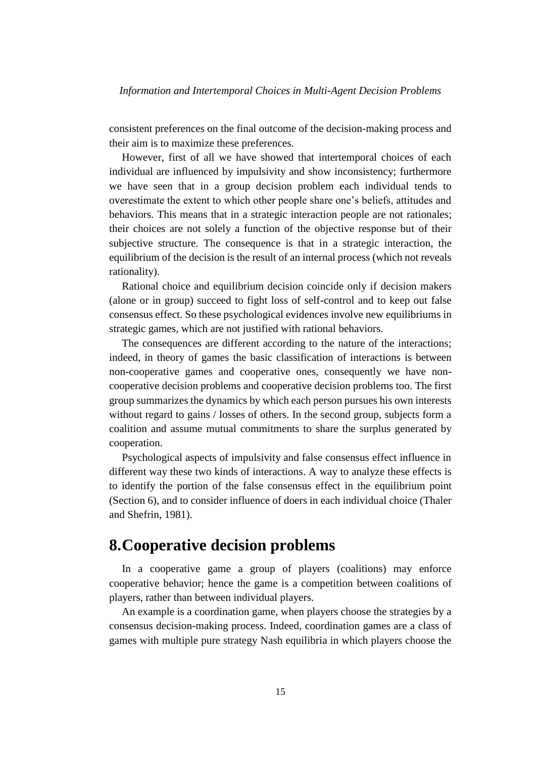consistent preferences on the final outcome of the decision-making process and their aim is to maximize these preferences.

However, first of all we have showed that intertemporal choices of each individual are influenced by impulsivity and show inconsistency; furthermore we have seen that in a group decision problem each individual tends to overestimate the extent to which other people share one's beliefs, attitudes and behaviors. This means that in a strategic interaction people are not rationales; their choices are not solely a function of the objective response but of their subjective structure. The consequence is that in a strategic interaction, the equilibrium of the decision is the result of an internal process (which not reveals rationality).

Rational choice and equilibrium decision coincide only if decision makers (alone or in group) succeed to fight loss of self-control and to keep out false consensus effect. So these psychological evidences involve new equilibriums in strategic games, which are not justified with rational behaviors.

The consequences are different according to the nature of the interactions; indeed, in theory of games the basic classification of interactions is between non-cooperative games and cooperative ones, consequently we have non-cooperative decision problems and cooperative decision problems too. The first group summarizes the dynamics by which each person pursues his own interests without regard to gains / losses of others. In the second group, subjects form a coalition and assume mutual commitments to share the surplus generated by cooperation.

Psychological aspects of impulsivity and false consensus effect influence in different way these two kinds of interactions. A way to analyze these effects is to identify the portion of the false consensus effect in the equilibrium point (Section 6), and to consider influence of doers in each individual choice (Thaler and Shefrin, 1981).

# 8. Cooperative decision problems

In a cooperative game a group of players (coalitions) may enforce cooperative behavior; hence the game is a competition between coalitions of players, rather than between individual players.

An example is a coordination game, when players choose the strategies by a consensus decision-making process. Indeed, coordination games are a class of games with multiple pure strategy Nash equilibria in which players choose the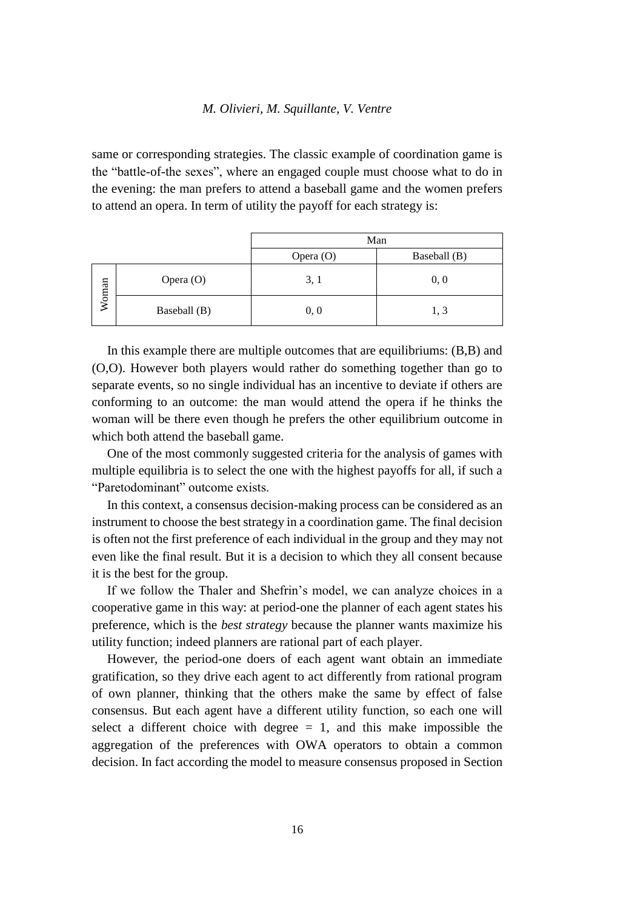same or corresponding strategies. The classic example of coordination game is the "battle-of-the sexes", where an engaged couple must choose what to do in the evening: the man prefers to attend a baseball game and the women prefers to attend an opera. In term of utility the payoff for each strategy is:

| | | Man | |
|---|---|---|---|
| | | Opera (O) | Baseball (B) |
| Woman | Opera (O) | 3, 1 | 0, 0 |
| | Baseball (B) | 0, 0 | 1, 3 |

In this example there are multiple outcomes that are equilibriums: (B,B) and (O,O). However both players would rather do something together than go to separate events, so no single individual has an incentive to deviate if others are conforming to an outcome: the man would attend the opera if he thinks the woman will be there even though he prefers the other equilibrium outcome in which both attend the baseball game.

One of the most commonly suggested criteria for the analysis of games with multiple equilibria is to select the one with the highest payoffs for all, if such a "Paretodominant" outcome exists.

In this context, a consensus decision-making process can be considered as an instrument to choose the best strategy in a coordination game. The final decision is often not the first preference of each individual in the group and they may not even like the final result. But it is a decision to which they all consent because it is the best for the group.

If we follow the Thaler and Shefrin's model, we can analyze choices in a cooperative game in this way: at period-one the planner of each agent states his preference, which is the *best strategy* because the planner wants maximize his utility function; indeed planners are rational part of each player.

However, the period-one doers of each agent want obtain an immediate gratification, so they drive each agent to act differently from rational program of own planner, thinking that the others make the same by effect of false consensus. But each agent have a different utility function, so each one will select a different choice with degree = 1, and this make impossible the aggregation of the preferences with OWA operators to obtain a common decision. In fact according the model to measure consensus proposed in Section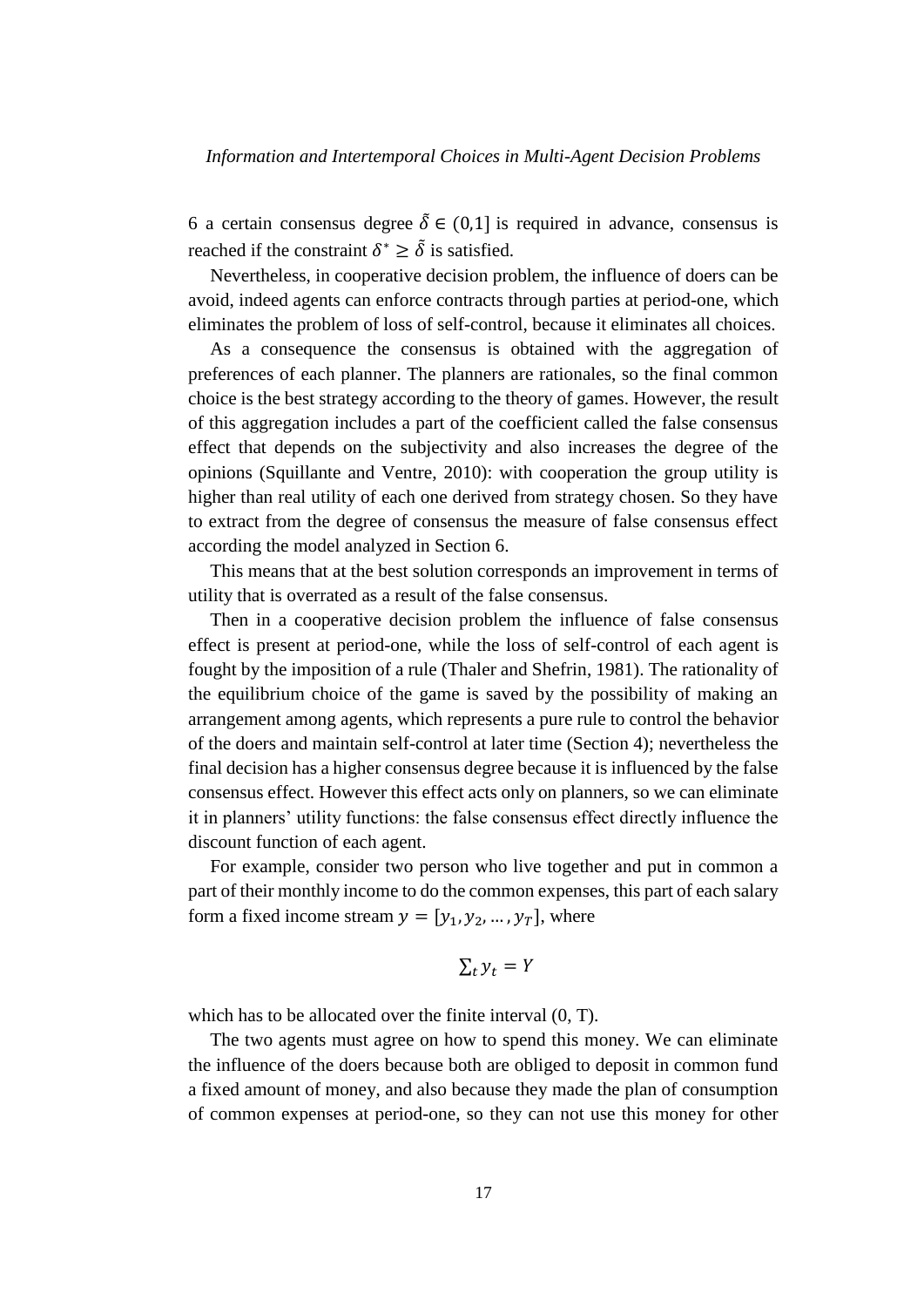6 a certain consensus degree $\tilde{\delta} \in (0,1]$ is required in advance, consensus is reached if the constraint $\delta^* \geq \tilde{\delta}$ is satisfied.

Nevertheless, in cooperative decision problem, the influence of doers can be avoid, indeed agents can enforce contracts through parties at period-one, which eliminates the problem of loss of self-control, because it eliminates all choices.

As a consequence the consensus is obtained with the aggregation of preferences of each planner. The planners are rationales, so the final common choice is the best strategy according to the theory of games. However, the result of this aggregation includes a part of the coefficient called the false consensus effect that depends on the subjectivity and also increases the degree of the opinions (Squillante and Ventre, 2010): with cooperation the group utility is higher than real utility of each one derived from strategy chosen. So they have to extract from the degree of consensus the measure of false consensus effect according the model analyzed in Section 6.

This means that at the best solution corresponds an improvement in terms of utility that is overrated as a result of the false consensus.

Then in a cooperative decision problem the influence of false consensus effect is present at period-one, while the loss of self-control of each agent is fought by the imposition of a rule (Thaler and Shefrin, 1981). The rationality of the equilibrium choice of the game is saved by the possibility of making an arrangement among agents, which represents a pure rule to control the behavior of the doers and maintain self-control at later time (Section 4); nevertheless the final decision has a higher consensus degree because it is influenced by the false consensus effect. However this effect acts only on planners, so we can eliminate it in planners' utility functions: the false consensus effect directly influence the discount function of each agent.

For example, consider two person who live together and put in common a part of their monthly income to do the common expenses, this part of each salary form a fixed income stream $y = [y_1, y_2, \dots, y_T]$, where

$$\sum_t y_t = Y$$

which has to be allocated over the finite interval (0, T).

The two agents must agree on how to spend this money. We can eliminate the influence of the doers because both are obliged to deposit in common fund a fixed amount of money, and also because they made the plan of consumption of common expenses at period-one, so they can not use this money for other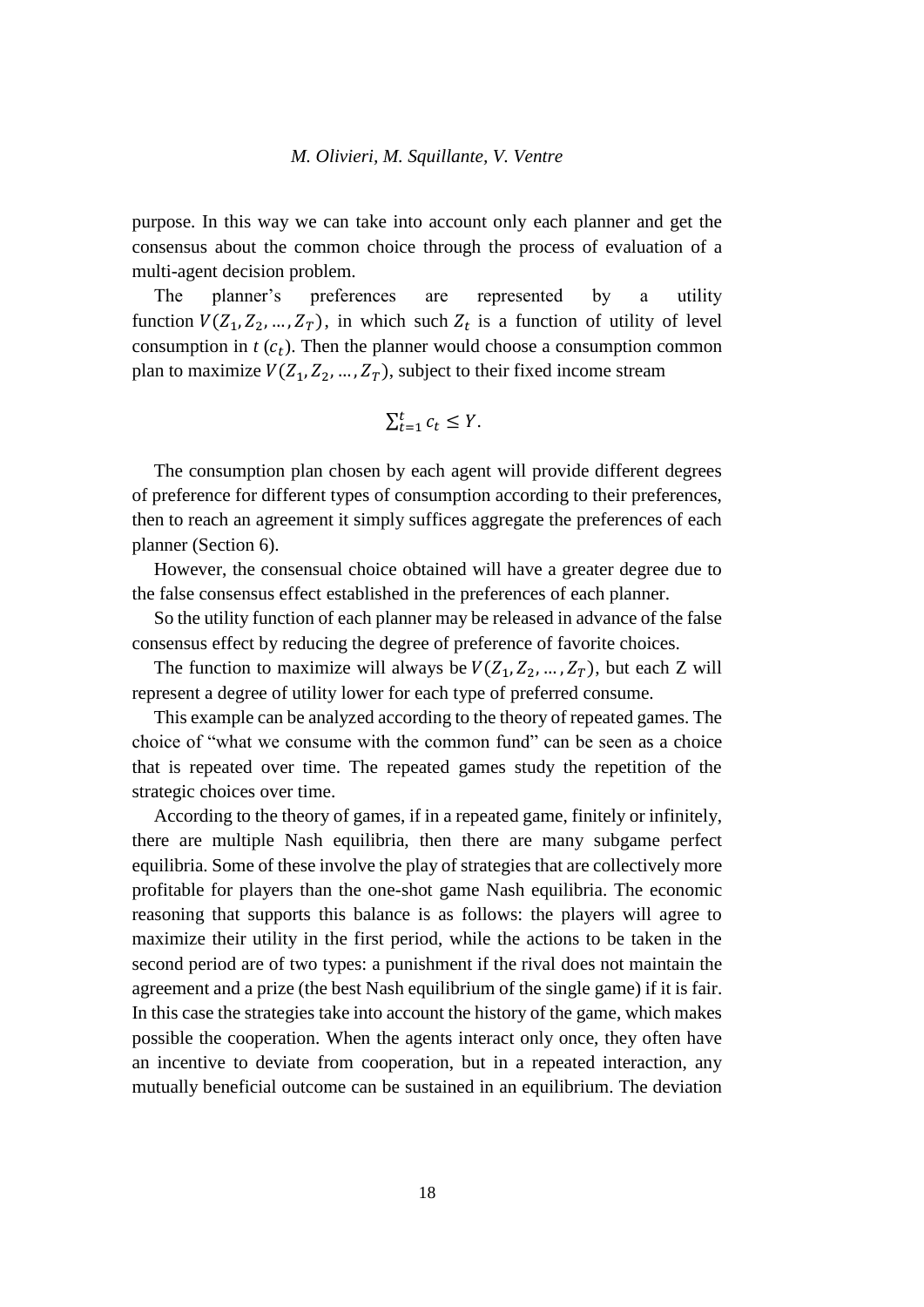purpose. In this way we can take into account only each planner and get the consensus about the common choice through the process of evaluation of a multi-agent decision problem.

The planner's preferences are represented by a utility function $V(Z_1, Z_2, \dots, Z_T)$, in which such $Z_t$ is a function of utility of level consumption in $t$ ($c_t$). Then the planner would choose a consumption common plan to maximize $V(Z_1, Z_2, \dots, Z_T)$, subject to their fixed income stream

$$\sum_{t=1}^{t} c_t \leq Y.$$

The consumption plan chosen by each agent will provide different degrees of preference for different types of consumption according to their preferences, then to reach an agreement it simply suffices aggregate the preferences of each planner (Section 6).

However, the consensual choice obtained will have a greater degree due to the false consensus effect established in the preferences of each planner.

So the utility function of each planner may be released in advance of the false consensus effect by reducing the degree of preference of favorite choices.

The function to maximize will always be $V(Z_1, Z_2, \dots, Z_T)$, but each Z will represent a degree of utility lower for each type of preferred consume.

This example can be analyzed according to the theory of repeated games. The choice of "what we consume with the common fund" can be seen as a choice that is repeated over time. The repeated games study the repetition of the strategic choices over time.

According to the theory of games, if in a repeated game, finitely or infinitely, there are multiple Nash equilibria, then there are many subgame perfect equilibria. Some of these involve the play of strategies that are collectively more profitable for players than the one-shot game Nash equilibria. The economic reasoning that supports this balance is as follows: the players will agree to maximize their utility in the first period, while the actions to be taken in the second period are of two types: a punishment if the rival does not maintain the agreement and a prize (the best Nash equilibrium of the single game) if it is fair. In this case the strategies take into account the history of the game, which makes possible the cooperation. When the agents interact only once, they often have an incentive to deviate from cooperation, but in a repeated interaction, any mutually beneficial outcome can be sustained in an equilibrium. The deviation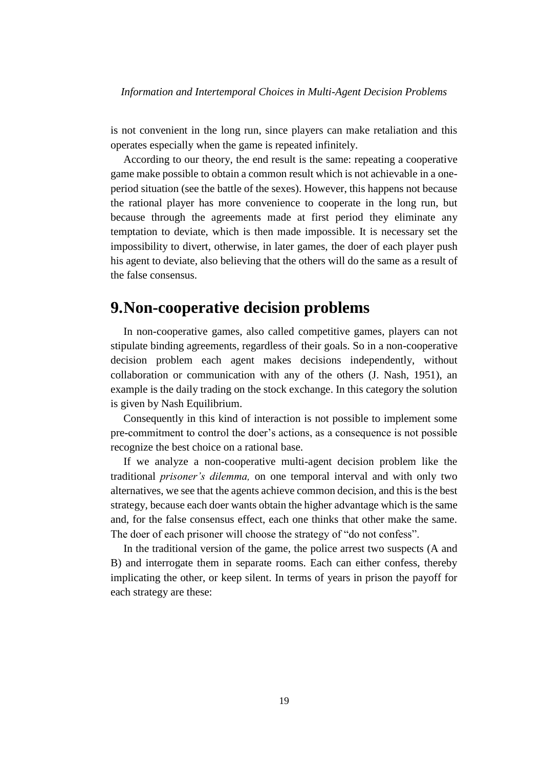is not convenient in the long run, since players can make retaliation and this operates especially when the game is repeated infinitely.

According to our theory, the end result is the same: repeating a cooperative game make possible to obtain a common result which is not achievable in a one-period situation (see the battle of the sexes). However, this happens not because the rational player has more convenience to cooperate in the long run, but because through the agreements made at first period they eliminate any temptation to deviate, which is then made impossible. It is necessary set the impossibility to divert, otherwise, in later games, the doer of each player push his agent to deviate, also believing that the others will do the same as a result of the false consensus.

# 9.Non-cooperative decision problems

In non-cooperative games, also called competitive games, players can not stipulate binding agreements, regardless of their goals. So in a non-cooperative decision problem each agent makes decisions independently, without collaboration or communication with any of the others (J. Nash, 1951), an example is the daily trading on the stock exchange. In this category the solution is given by Nash Equilibrium.

Consequently in this kind of interaction is not possible to implement some pre-commitment to control the doer's actions, as a consequence is not possible recognize the best choice on a rational base.

If we analyze a non-cooperative multi-agent decision problem like the traditional *prisoner's dilemma,* on one temporal interval and with only two alternatives, we see that the agents achieve common decision, and this is the best strategy, because each doer wants obtain the higher advantage which is the same and, for the false consensus effect, each one thinks that other make the same. The doer of each prisoner will choose the strategy of "do not confess".

In the traditional version of the game, the police arrest two suspects (A and B) and interrogate them in separate rooms. Each can either confess, thereby implicating the other, or keep silent. In terms of years in prison the payoff for each strategy are these: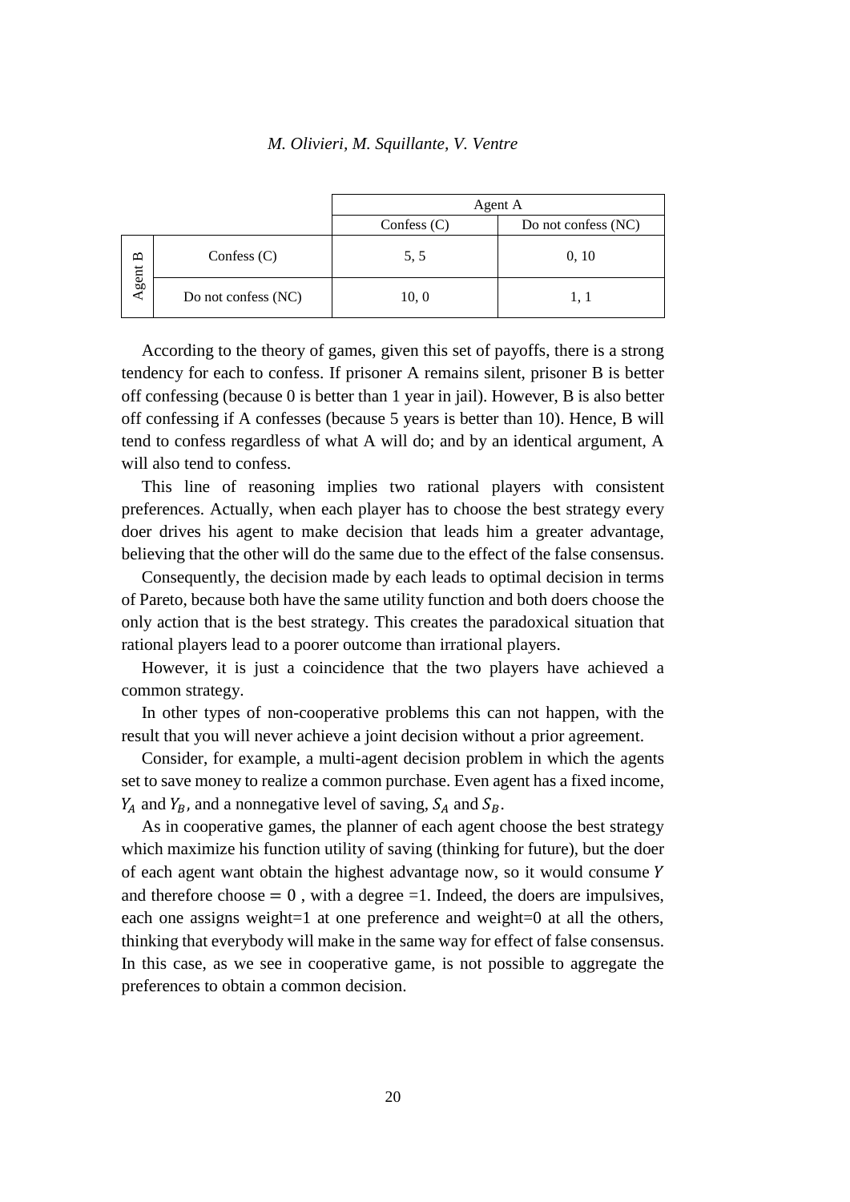| | | Agent A | |
|---|---|---|---|
| | | Confess (C) | Do not confess (NC) |
| Agent B | Confess (C) | 5, 5 | 0, 10 |
| | Do not confess (NC) | 10, 0 | 1, 1 |

According to the theory of games, given this set of payoffs, there is a strong tendency for each to confess. If prisoner A remains silent, prisoner B is better off confessing (because 0 is better than 1 year in jail). However, B is also better off confessing if A confesses (because 5 years is better than 10). Hence, B will tend to confess regardless of what A will do; and by an identical argument, A will also tend to confess.

This line of reasoning implies two rational players with consistent preferences. Actually, when each player has to choose the best strategy every doer drives his agent to make decision that leads him a greater advantage, believing that the other will do the same due to the effect of the false consensus.

Consequently, the decision made by each leads to optimal decision in terms of Pareto, because both have the same utility function and both doers choose the only action that is the best strategy. This creates the paradoxical situation that rational players lead to a poorer outcome than irrational players.

However, it is just a coincidence that the two players have achieved a common strategy.

In other types of non-cooperative problems this can not happen, with the result that you will never achieve a joint decision without a prior agreement.

Consider, for example, a multi-agent decision problem in which the agents set to save money to realize a common purchase. Even agent has a fixed income, $Y_A$ and $Y_B$, and a nonnegative level of saving, $S_A$ and $S_B$.

As in cooperative games, the planner of each agent choose the best strategy which maximize his function utility of saving (thinking for future), but the doer of each agent want obtain the highest advantage now, so it would consume $Y$ and therefore choose $= 0$ , with a degree =1. Indeed, the doers are impulsives, each one assigns weight=1 at one preference and weight=0 at all the others, thinking that everybody will make in the same way for effect of false consensus. In this case, as we see in cooperative game, is not possible to aggregate the preferences to obtain a common decision.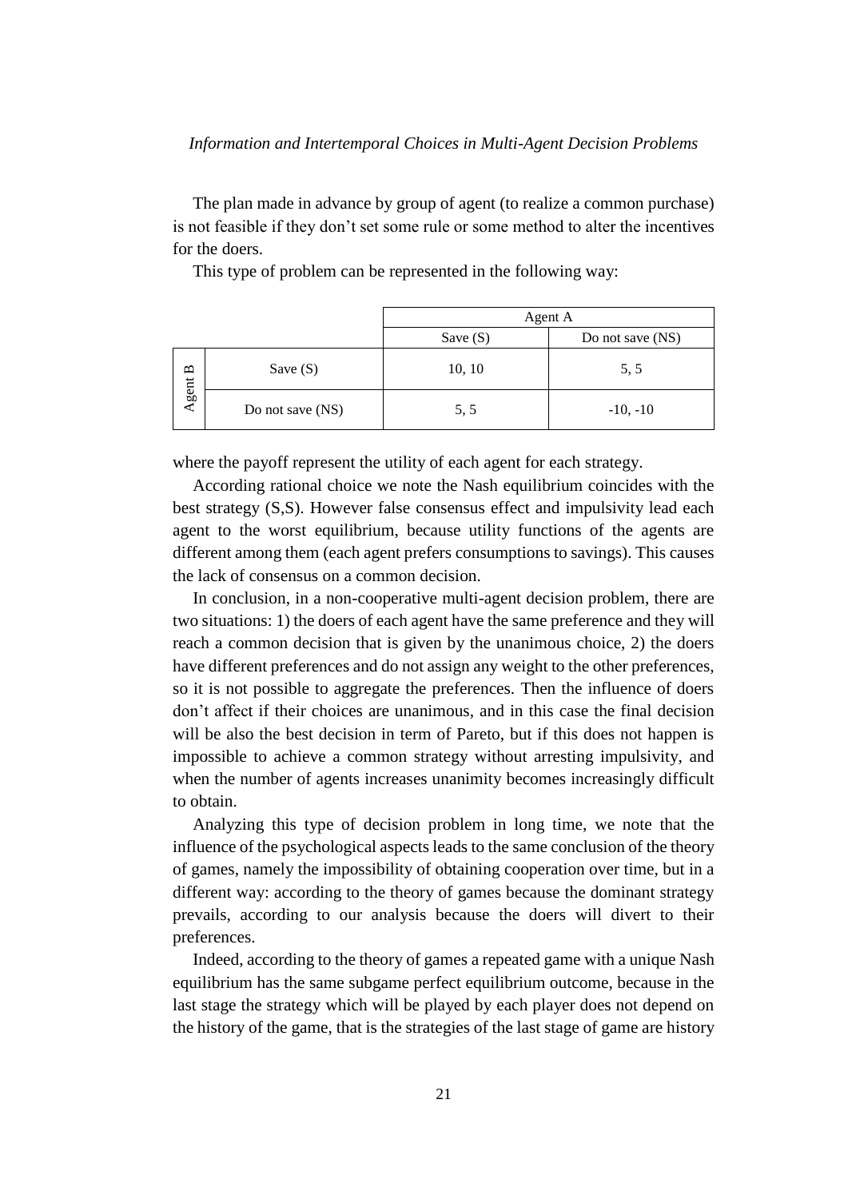The plan made in advance by group of agent (to realize a common purchase) is not feasible if they don't set some rule or some method to alter the incentives for the doers.

This type of problem can be represented in the following way:

| | | Agent A | |
|---|---|---|---|
| | | Save (S) | Do not save (NS) |
| Agent B | Save (S) | 10, 10 | 5, 5 |
| | Do not save (NS) | 5, 5 | -10, -10 |

where the payoff represent the utility of each agent for each strategy.

According rational choice we note the Nash equilibrium coincides with the best strategy (S,S). However false consensus effect and impulsivity lead each agent to the worst equilibrium, because utility functions of the agents are different among them (each agent prefers consumptions to savings). This causes the lack of consensus on a common decision.

In conclusion, in a non-cooperative multi-agent decision problem, there are two situations: 1) the doers of each agent have the same preference and they will reach a common decision that is given by the unanimous choice, 2) the doers have different preferences and do not assign any weight to the other preferences, so it is not possible to aggregate the preferences. Then the influence of doers don't affect if their choices are unanimous, and in this case the final decision will be also the best decision in term of Pareto, but if this does not happen is impossible to achieve a common strategy without arresting impulsivity, and when the number of agents increases unanimity becomes increasingly difficult to obtain.

Analyzing this type of decision problem in long time, we note that the influence of the psychological aspects leads to the same conclusion of the theory of games, namely the impossibility of obtaining cooperation over time, but in a different way: according to the theory of games because the dominant strategy prevails, according to our analysis because the doers will divert to their preferences.

Indeed, according to the theory of games a repeated game with a unique Nash equilibrium has the same subgame perfect equilibrium outcome, because in the last stage the strategy which will be played by each player does not depend on the history of the game, that is the strategies of the last stage of game are history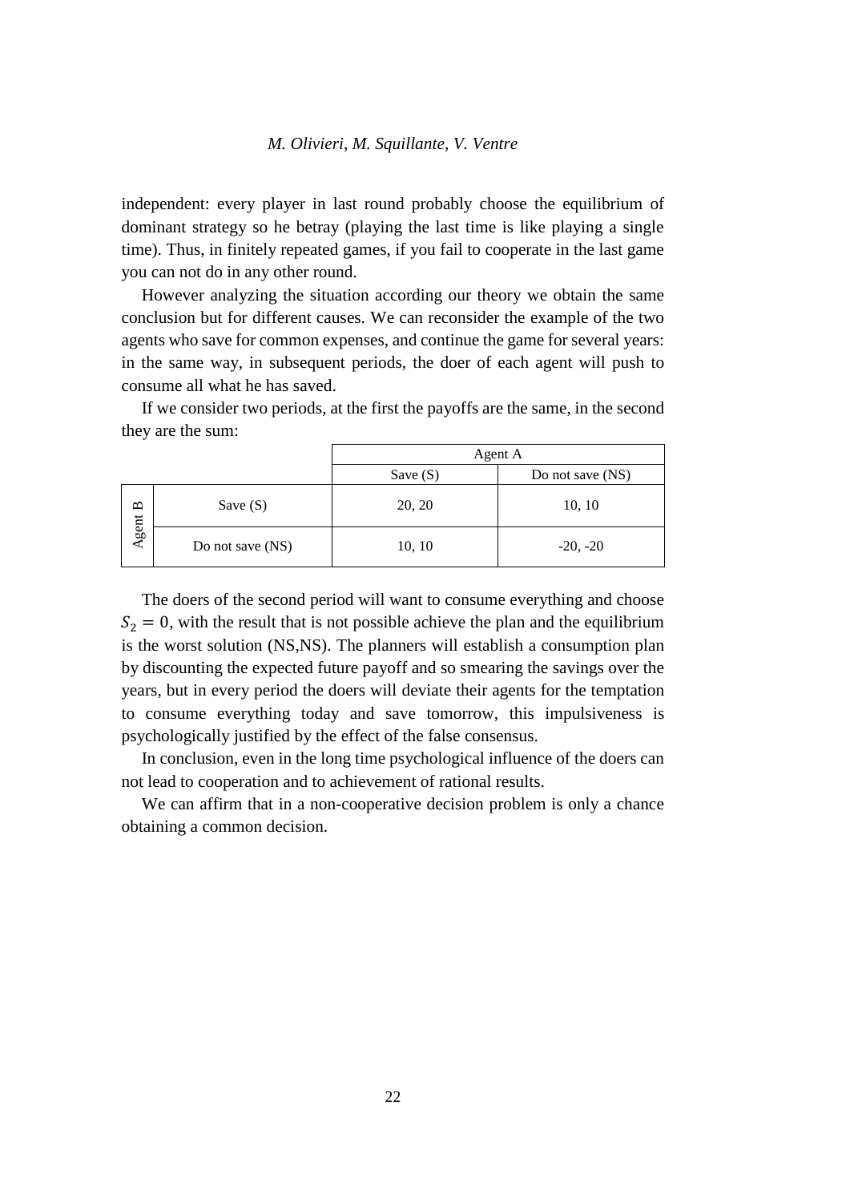independent: every player in last round probably choose the equilibrium of dominant strategy so he betray (playing the last time is like playing a single time). Thus, in finitely repeated games, if you fail to cooperate in the last game you can not do in any other round.

However analyzing the situation according our theory we obtain the same conclusion but for different causes. We can reconsider the example of the two agents who save for common expenses, and continue the game for several years: in the same way, in subsequent periods, the doer of each agent will push to consume all what he has saved.

If we consider two periods, at the first the payoffs are the same, in the second they are the sum:

| | | Agent A | |
|---|---|---|---|
| | | Save (S) | Do not save (NS) |
| Agent B | Save (S) | 20, 20 | 10, 10 |
| | Do not save (NS) | 10, 10 | -20, -20 |

The doers of the second period will want to consume everything and choose $S_2 = 0$, with the result that is not possible achieve the plan and the equilibrium is the worst solution (NS,NS). The planners will establish a consumption plan by discounting the expected future payoff and so smearing the savings over the years, but in every period the doers will deviate their agents for the temptation to consume everything today and save tomorrow, this impulsiveness is psychologically justified by the effect of the false consensus.

In conclusion, even in the long time psychological influence of the doers can not lead to cooperation and to achievement of rational results.

We can affirm that in a non-cooperative decision problem is only a chance obtaining a common decision.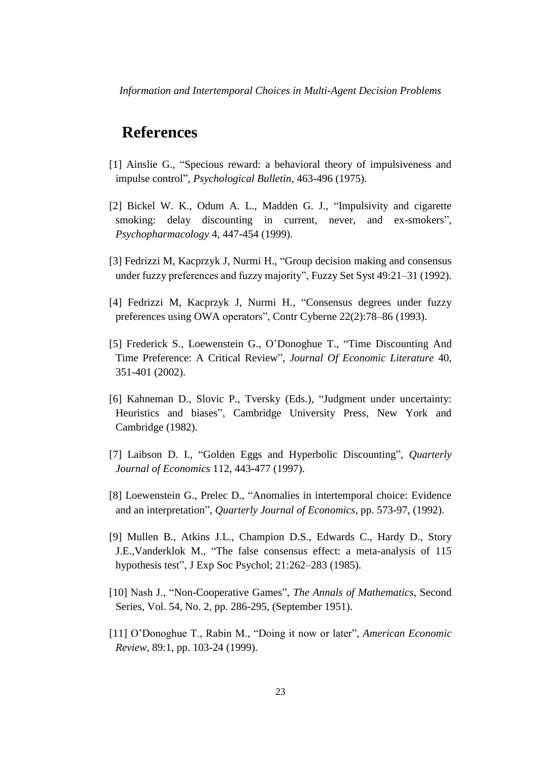# References

[1] Ainslie G., "Specious reward: a behavioral theory of impulsiveness and impulse control", *Psychological Bulletin*, 463-496 (1975).

[2] Bickel W. K., Odum A. L., Madden G. J., "Impulsivity and cigarette smoking: delay discounting in current, never, and ex-smokers", *Psychopharmacology* 4, 447-454 (1999).

[3] Fedrizzi M, Kacprzyk J, Nurmi H., "Group decision making and consensus under fuzzy preferences and fuzzy majority", Fuzzy Set Syst 49:21–31 (1992).

[4] Fedrizzi M, Kacprzyk J, Nurmi H., "Consensus degrees under fuzzy preferences using OWA operators", Contr Cyberne 22(2):78–86 (1993).

[5] Frederick S., Loewenstein G., O'Donoghue T., "Time Discounting And Time Preference: A Critical Review", *Journal Of Economic Literature* 40, 351-401 (2002).

[6] Kahneman D., Slovic P., Tversky (Eds.), "Judgment under uncertainty: Heuristics and biases", Cambridge University Press, New York and Cambridge (1982).

[7] Laibson D. I., "Golden Eggs and Hyperbolic Discounting", *Quarterly Journal of Economics* 112, 443-477 (1997).

[8] Loewenstein G., Prelec D., "Anomalies in intertemporal choice: Evidence and an interpretation", *Quarterly Journal of Economics*, pp. 573-97, (1992).

[9] Mullen B., Atkins J.L., Champion D.S., Edwards C., Hardy D., Story J.E.,Vanderklok M., "The false consensus effect: a meta-analysis of 115 hypothesis test", J Exp Soc Psychol; 21:262–283 (1985).

[10] Nash J., "Non-Cooperative Games", *The Annals of Mathematics*, Second Series, Vol. 54, No. 2, pp. 286-295, (September 1951).

[11] O'Donoghue T., Rabin M., "Doing it now or later", *American Economic Review*, 89:1, pp. 103-24 (1999).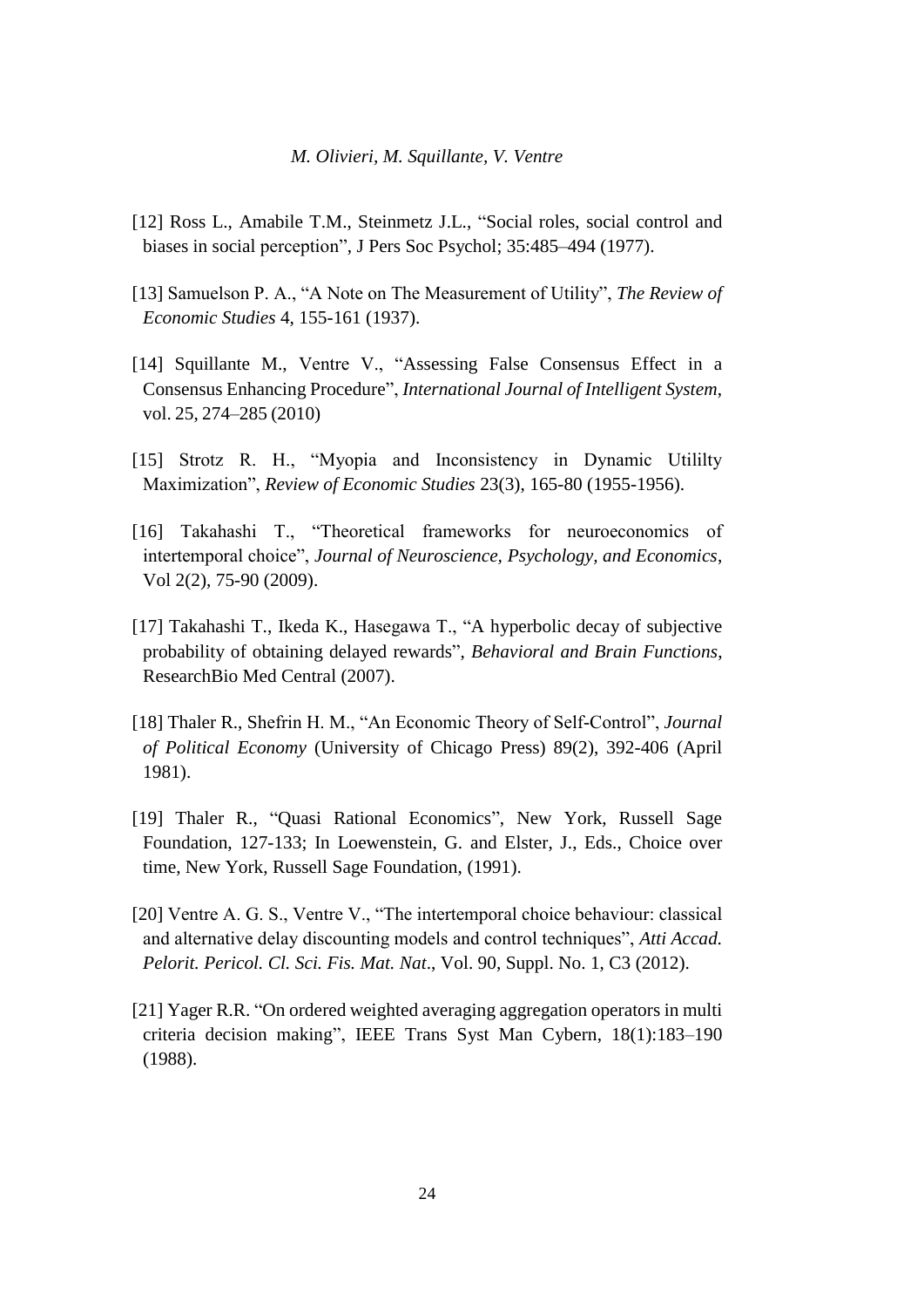[12] Ross L., Amabile T.M., Steinmetz J.L., "Social roles, social control and biases in social perception", J Pers Soc Psychol; 35:485–494 (1977).

[13] Samuelson P. A., "A Note on The Measurement of Utility", *The Review of Economic Studies* 4, 155-161 (1937).

[14] Squillante M., Ventre V., "Assessing False Consensus Effect in a Consensus Enhancing Procedure", *International Journal of Intelligent System*, vol. 25, 274–285 (2010)

[15] Strotz R. H., "Myopia and Inconsistency in Dynamic Utililty Maximization", *Review of Economic Studies* 23(3), 165-80 (1955-1956).

[16] Takahashi T., "Theoretical frameworks for neuroeconomics of intertemporal choice", *Journal of Neuroscience, Psychology, and Economics*, Vol 2(2), 75-90 (2009).

[17] Takahashi T., Ikeda K., Hasegawa T., "A hyperbolic decay of subjective probability of obtaining delayed rewards", *Behavioral and Brain Functions*, ResearchBio Med Central (2007).

[18] Thaler R., Shefrin H. M., "An Economic Theory of Self-Control", *Journal of Political Economy* (University of Chicago Press) 89(2), 392-406 (April 1981).

[19] Thaler R., "Quasi Rational Economics", New York, Russell Sage Foundation, 127-133; In Loewenstein, G. and Elster, J., Eds., Choice over time, New York, Russell Sage Foundation, (1991).

[20] Ventre A. G. S., Ventre V., "The intertemporal choice behaviour: classical and alternative delay discounting models and control techniques", *Atti Accad. Pelorit. Pericol. Cl. Sci. Fis. Mat. Nat*., Vol. 90, Suppl. No. 1, C3 (2012).

[21] Yager R.R. "On ordered weighted averaging aggregation operators in multi criteria decision making", IEEE Trans Syst Man Cybern, 18(1):183–190 (1988).